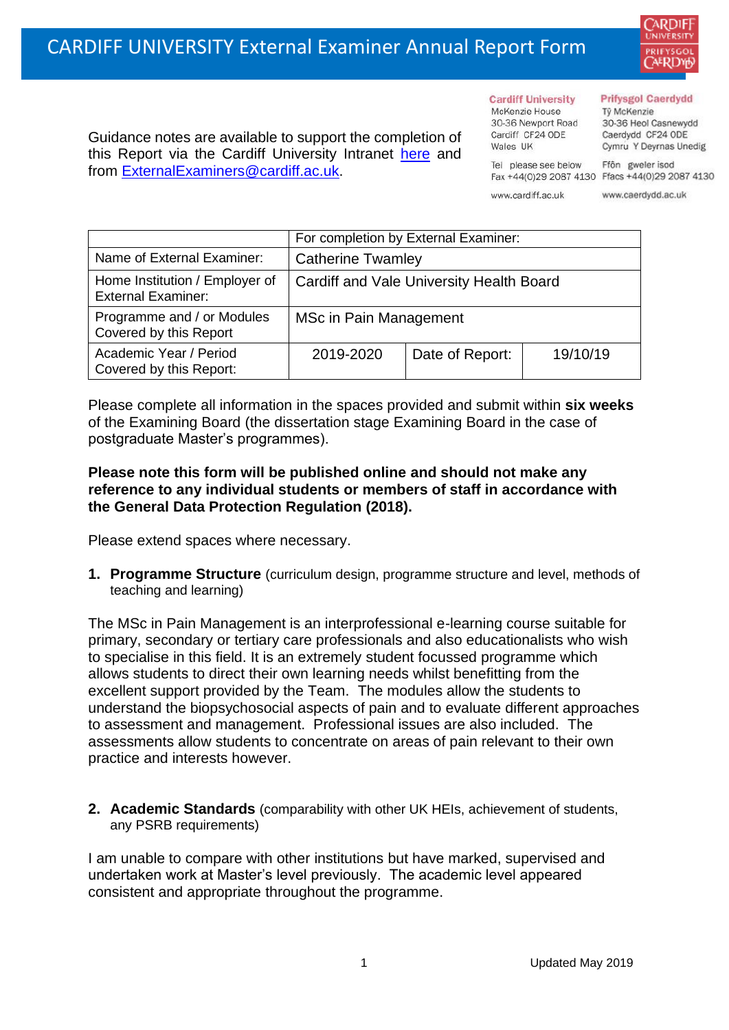# CARDIFF UNIVERSITY External Examiner Annual Report Form

Cardiff University
McKenzie House
30-36 Newport Road
Cardiff CF24 0DE
Wales UK

Prifysgol Caerdydd
Tŷ McKenzie
30-36 Heol Casnewydd
Caerdydd CF24 0DE
Cymru Y Deyrnas Unedig

Tel please see below
Fax +44(0)29 2087 4130

Ffôn gweler isod
Ffacs +44(0)29 2087 4130

www.cardiff.ac.uk

www.caerdydd.ac.uk

Guidance notes are available to support the completion of this Report via the Cardiff University Intranet here and from ExternalExaminers@cardiff.ac.uk.

| | For completion by External Examiner: | | |
|---|---|---|---|
| Name of External Examiner: | Catherine Twamley | | |
| Home Institution / Employer of External Examiner: | Cardiff and Vale University Health Board | | |
| Programme and / or Modules Covered by this Report | MSc in Pain Management | | |
| Academic Year / Period Covered by this Report: | 2019-2020 | Date of Report: | 19/10/19 |

Please complete all information in the spaces provided and submit within **six weeks** of the Examining Board (the dissertation stage Examining Board in the case of postgraduate Master's programmes).

**Please note this form will be published online and should not make any reference to any individual students or members of staff in accordance with the General Data Protection Regulation (2018).**

Please extend spaces where necessary.

1. **Programme Structure** (curriculum design, programme structure and level, methods of teaching and learning)

The MSc in Pain Management is an interprofessional e-learning course suitable for primary, secondary or tertiary care professionals and also educationalists who wish to specialise in this field. It is an extremely student focussed programme which allows students to direct their own learning needs whilst benefitting from the excellent support provided by the Team. The modules allow the students to understand the biopsychosocial aspects of pain and to evaluate different approaches to assessment and management. Professional issues are also included. The assessments allow students to concentrate on areas of pain relevant to their own practice and interests however.

2. **Academic Standards** (comparability with other UK HEIs, achievement of students, any PSRB requirements)

I am unable to compare with other institutions but have marked, supervised and undertaken work at Master's level previously. The academic level appeared consistent and appropriate throughout the programme.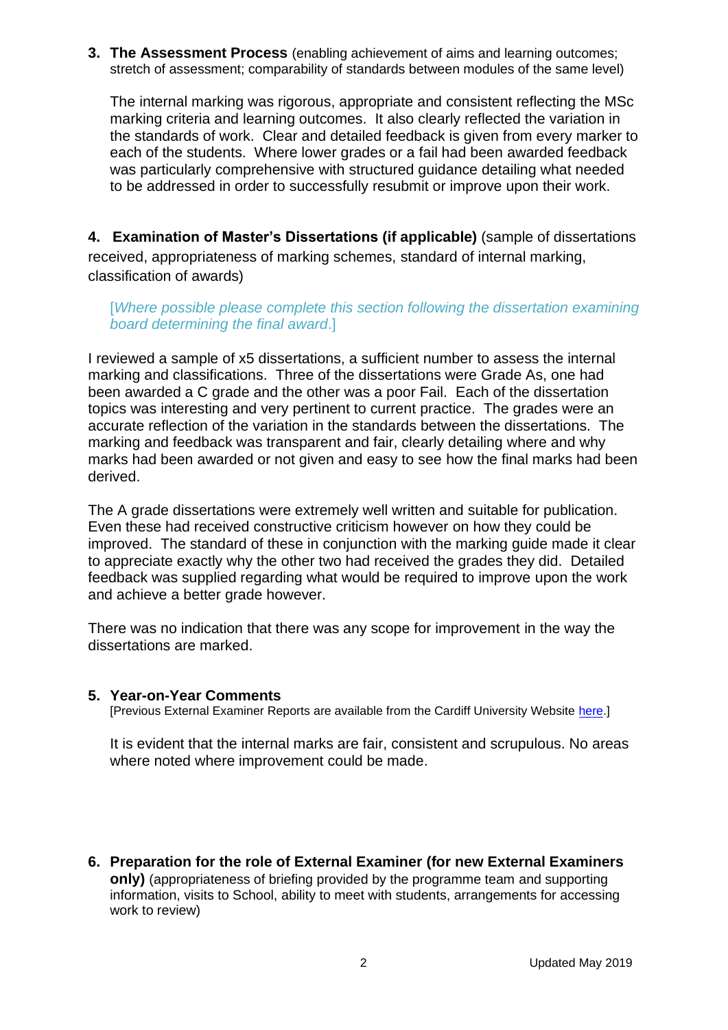3. **The Assessment Process** (enabling achievement of aims and learning outcomes; stretch of assessment; comparability of standards between modules of the same level)

   The internal marking was rigorous, appropriate and consistent reflecting the MSc marking criteria and learning outcomes. It also clearly reflected the variation in the standards of work. Clear and detailed feedback is given from every marker to each of the students. Where lower grades or a fail had been awarded feedback was particularly comprehensive with structured guidance detailing what needed to be addressed in order to successfully resubmit or improve upon their work.

4. **Examination of Master's Dissertations (if applicable)** (sample of dissertations received, appropriateness of marking schemes, standard of internal marking, classification of awards)

   [*Where possible please complete this section following the dissertation examining board determining the final award*.]

I reviewed a sample of x5 dissertations, a sufficient number to assess the internal marking and classifications. Three of the dissertations were Grade As, one had been awarded a C grade and the other was a poor Fail. Each of the dissertation topics was interesting and very pertinent to current practice. The grades were an accurate reflection of the variation in the standards between the dissertations. The marking and feedback was transparent and fair, clearly detailing where and why marks had been awarded or not given and easy to see how the final marks had been derived.

The A grade dissertations were extremely well written and suitable for publication. Even these had received constructive criticism however on how they could be improved. The standard of these in conjunction with the marking guide made it clear to appreciate exactly why the other two had received the grades they did. Detailed feedback was supplied regarding what would be required to improve upon the work and achieve a better grade however.

There was no indication that there was any scope for improvement in the way the dissertations are marked.

5. **Year-on-Year Comments**

   [Previous External Examiner Reports are available from the Cardiff University Website here.]

   It is evident that the internal marks are fair, consistent and scrupulous. No areas where noted where improvement could be made.

6. **Preparation for the role of External Examiner (for new External Examiners only)** (appropriateness of briefing provided by the programme team and supporting information, visits to School, ability to meet with students, arrangements for accessing work to review)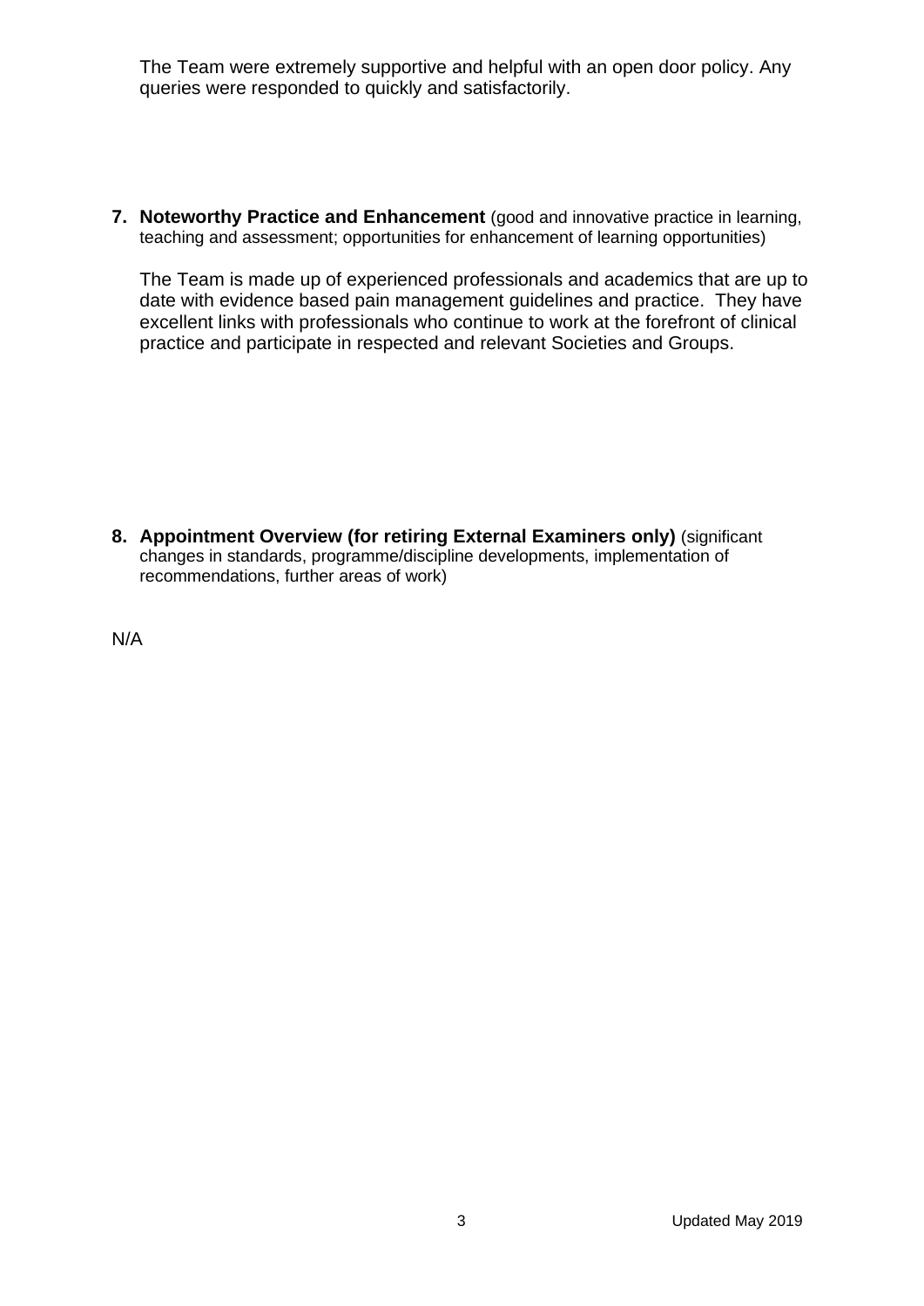The Team were extremely supportive and helpful with an open door policy. Any queries were responded to quickly and satisfactorily.

**7. Noteworthy Practice and Enhancement** (good and innovative practice in learning, teaching and assessment; opportunities for enhancement of learning opportunities)

The Team is made up of experienced professionals and academics that are up to date with evidence based pain management guidelines and practice. They have excellent links with professionals who continue to work at the forefront of clinical practice and participate in respected and relevant Societies and Groups.

**8. Appointment Overview (for retiring External Examiners only)** (significant changes in standards, programme/discipline developments, implementation of recommendations, further areas of work)

N/A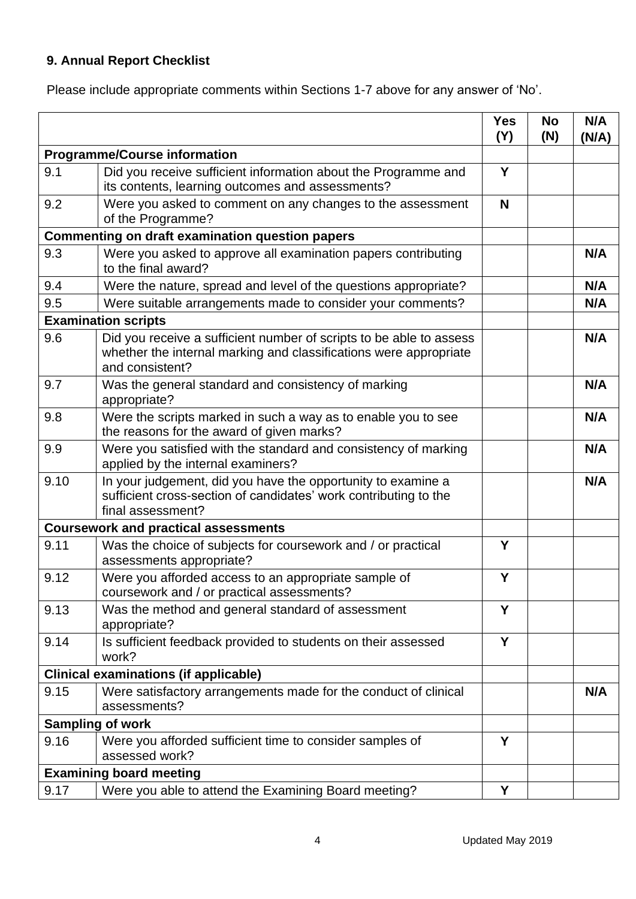## 9. Annual Report Checklist

Please include appropriate comments within Sections 1-7 above for any answer of 'No'.

| | | Yes (Y) | No (N) | N/A (N/A) |
|---|---|---|---|---|
| **Programme/Course information** | | | | |
| 9.1 | Did you receive sufficient information about the Programme and its contents, learning outcomes and assessments? | **Y** | | |
| 9.2 | Were you asked to comment on any changes to the assessment of the Programme? | **N** | | |
| **Commenting on draft examination question papers** | | | | |
| 9.3 | Were you asked to approve all examination papers contributing to the final award? | | | **N/A** |
| 9.4 | Were the nature, spread and level of the questions appropriate? | | | **N/A** |
| 9.5 | Were suitable arrangements made to consider your comments? | | | **N/A** |
| **Examination scripts** | | | | |
| 9.6 | Did you receive a sufficient number of scripts to be able to assess whether the internal marking and classifications were appropriate and consistent? | | | **N/A** |
| 9.7 | Was the general standard and consistency of marking appropriate? | | | **N/A** |
| 9.8 | Were the scripts marked in such a way as to enable you to see the reasons for the award of given marks? | | | **N/A** |
| 9.9 | Were you satisfied with the standard and consistency of marking applied by the internal examiners? | | | **N/A** |
| 9.10 | In your judgement, did you have the opportunity to examine a sufficient cross-section of candidates' work contributing to the final assessment? | | | **N/A** |
| **Coursework and practical assessments** | | | | |
| 9.11 | Was the choice of subjects for coursework and / or practical assessments appropriate? | **Y** | | |
| 9.12 | Were you afforded access to an appropriate sample of coursework and / or practical assessments? | **Y** | | |
| 9.13 | Was the method and general standard of assessment appropriate? | **Y** | | |
| 9.14 | Is sufficient feedback provided to students on their assessed work? | **Y** | | |
| **Clinical examinations (if applicable)** | | | | |
| 9.15 | Were satisfactory arrangements made for the conduct of clinical assessments? | | | **N/A** |
| **Sampling of work** | | | | |
| 9.16 | Were you afforded sufficient time to consider samples of assessed work? | **Y** | | |
| **Examining board meeting** | | | | |
| 9.17 | Were you able to attend the Examining Board meeting? | **Y** | | |

Updated May 2019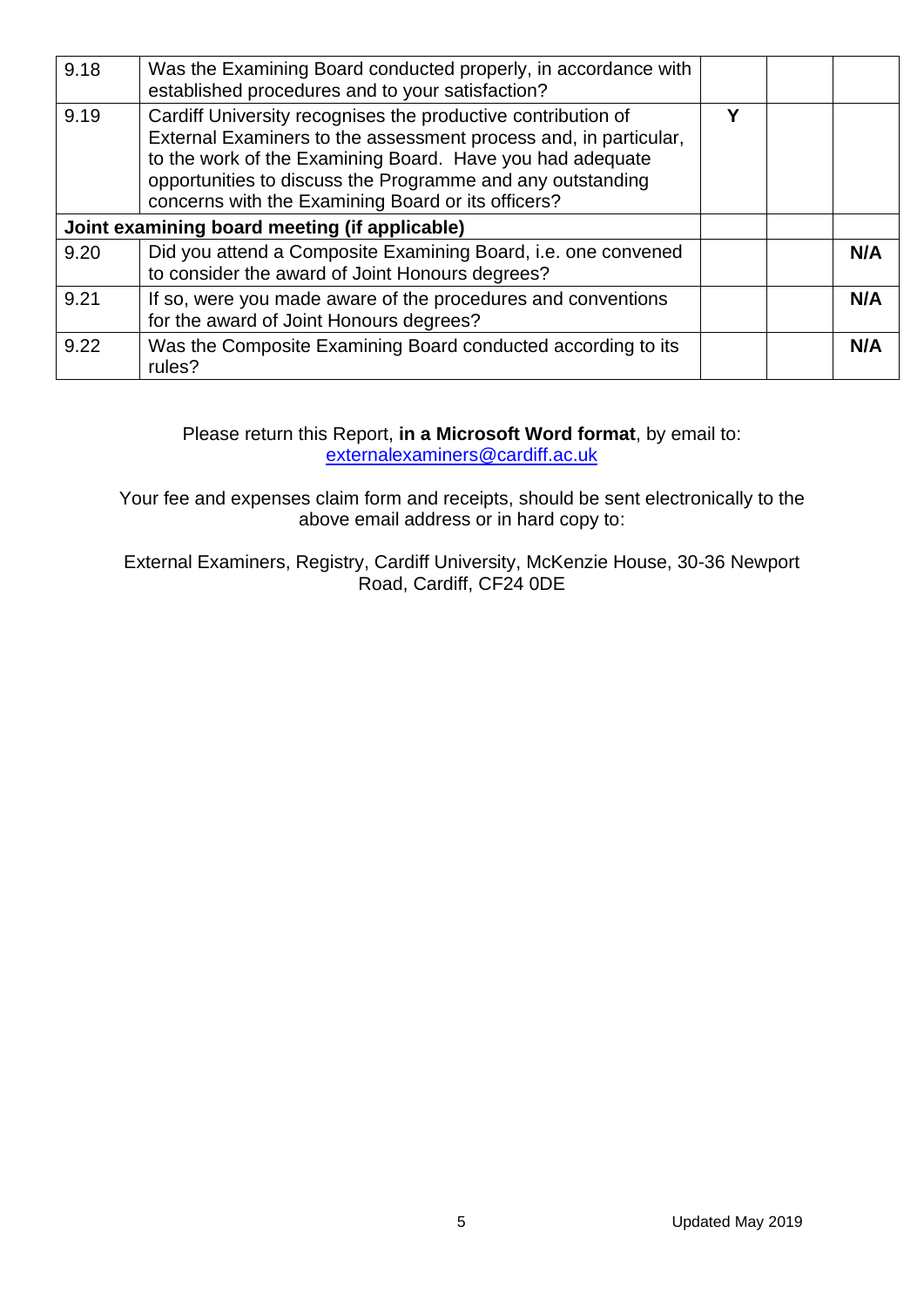| | | | | |
|---|---|---|---|---|
| 9.18 | Was the Examining Board conducted properly, in accordance with established procedures and to your satisfaction? | | | |
| 9.19 | Cardiff University recognises the productive contribution of External Examiners to the assessment process and, in particular, to the work of the Examining Board. Have you had adequate opportunities to discuss the Programme and any outstanding concerns with the Examining Board or its officers? | **Y** | | |
| **Joint examining board meeting (if applicable)** | | | | |
| 9.20 | Did you attend a Composite Examining Board, i.e. one convened to consider the award of Joint Honours degrees? | | | **N/A** |
| 9.21 | If so, were you made aware of the procedures and conventions for the award of Joint Honours degrees? | | | **N/A** |
| 9.22 | Was the Composite Examining Board conducted according to its rules? | | | **N/A** |

Please return this Report, **in a Microsoft Word format**, by email to: externalexaminers@cardiff.ac.uk

Your fee and expenses claim form and receipts, should be sent electronically to the above email address or in hard copy to:

External Examiners, Registry, Cardiff University, McKenzie House, 30-36 Newport Road, Cardiff, CF24 0DE

Updated May 2019